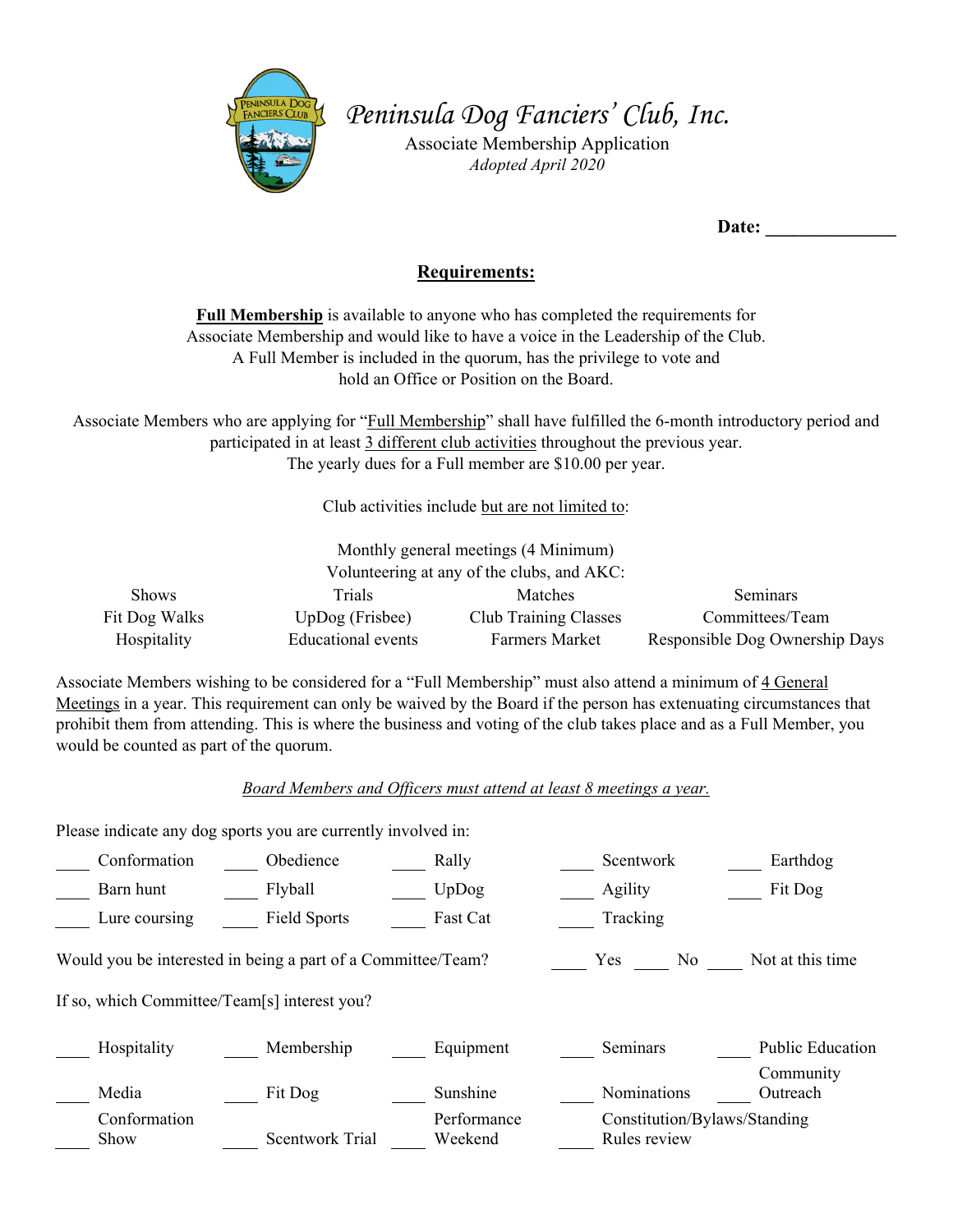# *Peninsula Dog Fanciers' Club, Inc.*

Associate Membership Application

*Adopted April 2020*

**Date: ______________**

## **Requirements:**

**Full Membership** is available to anyone who has completed the requirements for Associate Membership and would like to have a voice in the Leadership of the Club. A Full Member is included in the quorum, has the privilege to vote and hold an Office or Position on the Board.

Associate Members who are applying for "Full Membership" shall have fulfilled the 6-month introductory period and participated in at least 3 different club activities throughout the previous year. The yearly dues for a Full member are $10.00 per year.

Club activities include but are not limited to:

Monthly general meetings (4 Minimum)
Volunteering at any of the clubs, and AKC:

| | | | |
|---|---|---|---|
| Shows | Trials | Matches | Seminars |
| Fit Dog Walks | UpDog (Frisbee) | Club Training Classes | Committees/Team |
| Hospitality | Educational events | Farmers Market | Responsible Dog Ownership Days |

Associate Members wishing to be considered for a "Full Membership" must also attend a minimum of 4 General Meetings in a year. This requirement can only be waived by the Board if the person has extenuating circumstances that prohibit them from attending. This is where the business and voting of the club takes place and as a Full Member, you would be counted as part of the quorum.

*Board Members and Officers must attend at least 8 meetings a year.*

Please indicate any dog sports you are currently involved in:

| | | | | |
|---|---|---|---|---|
| ____ Conformation | ____ Obedience | ____ Rally | ____ Scentwork | ____ Earthdog |
| ____ Barn hunt | ____ Flyball | ____ UpDog | ____ Agility | ____ Fit Dog |
| ____ Lure coursing | ____ Field Sports | ____ Fast Cat | ____ Tracking | |

Would you be interested in being a part of a Committee/Team? ____ Yes ____ No ____ Not at this time

If so, which Committee/Team[s] interest you?

| | | | | |
|---|---|---|---|---|
| ____ Hospitality | ____ Membership | ____ Equipment | ____ Seminars | ____ Public Education |
| ____ Media | ____ Fit Dog | ____ Sunshine | ____ Nominations | ____ Community Outreach |
| ____ Conformation Show | ____ Scentwork Trial | ____ Performance Weekend | ____ Constitution/Bylaws/Standing Rules review | |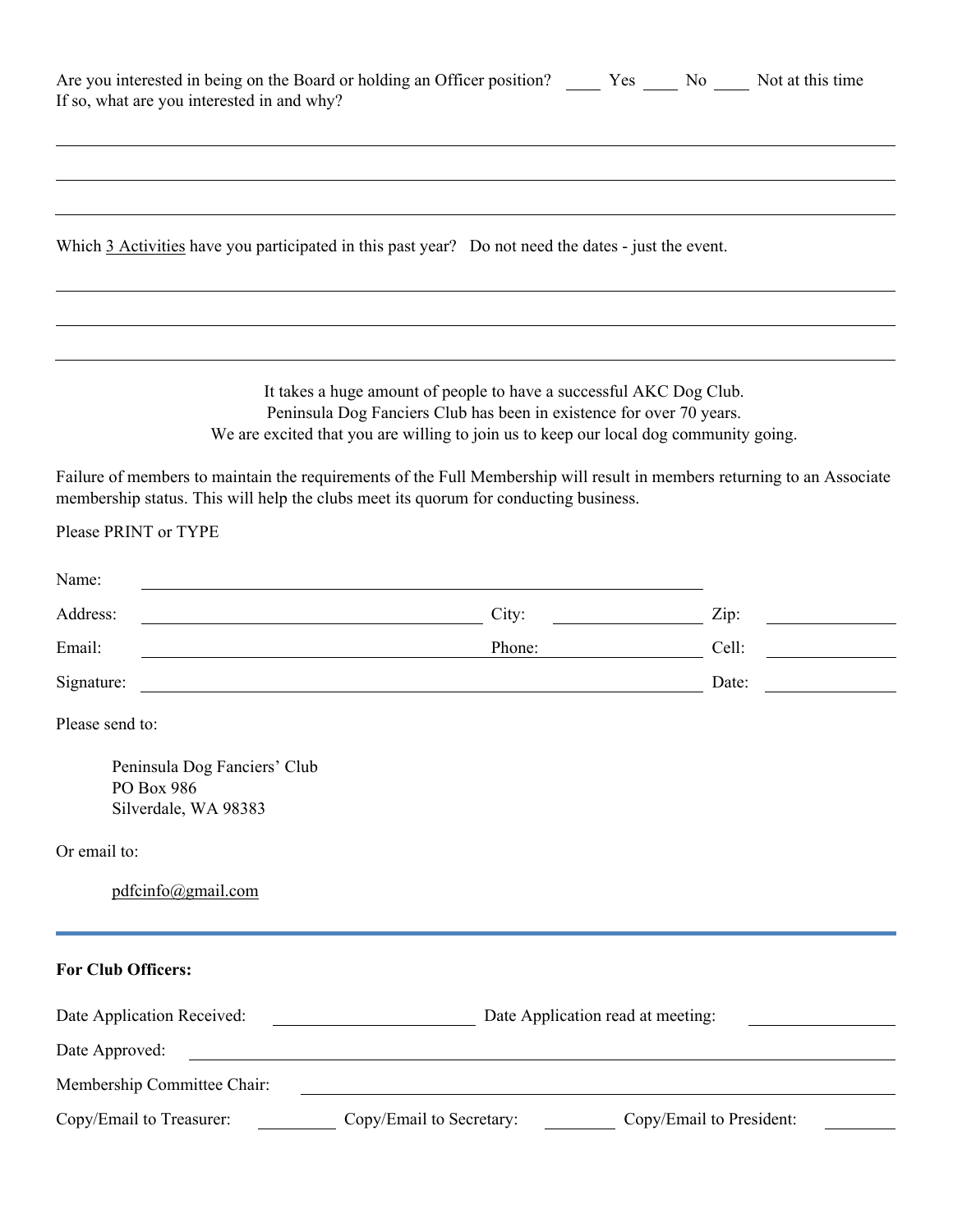Are you interested in being on the Board or holding an Officer position? ____ Yes ____ No ____ Not at this time
If so, what are you interested in and why?

______________________________________________________________________

______________________________________________________________________

______________________________________________________________________

Which <u>3 Activities</u> have you participated in this past year? Do not need the dates - just the event.

______________________________________________________________________

______________________________________________________________________

______________________________________________________________________

It takes a huge amount of people to have a successful AKC Dog Club.
Peninsula Dog Fanciers Club has been in existence for over 70 years.
We are excited that you are willing to join us to keep our local dog community going.

Failure of members to maintain the requirements of the Full Membership will result in members returning to an Associate membership status. This will help the clubs meet its quorum for conducting business.

Please PRINT or TYPE

Name: ______________________________________________

Address: ______________________________ City: ______________ Zip: ____________

Email: ______________________________ Phone: ______________ Cell: ____________

Signature: ______________________________________________ Date: ____________

Please send to:

Peninsula Dog Fanciers' Club
PO Box 986
Silverdale, WA 98383

Or email to:

pdfcinfo@gmail.com

---

**For Club Officers:**

Date Application Received: ____________________ Date Application read at meeting: ______________

Date Approved: ______________________________________________

Membership Committee Chair: ______________________________________________

Copy/Email to Treasurer: ________ Copy/Email to Secretary: ________ Copy/Email to President: ________